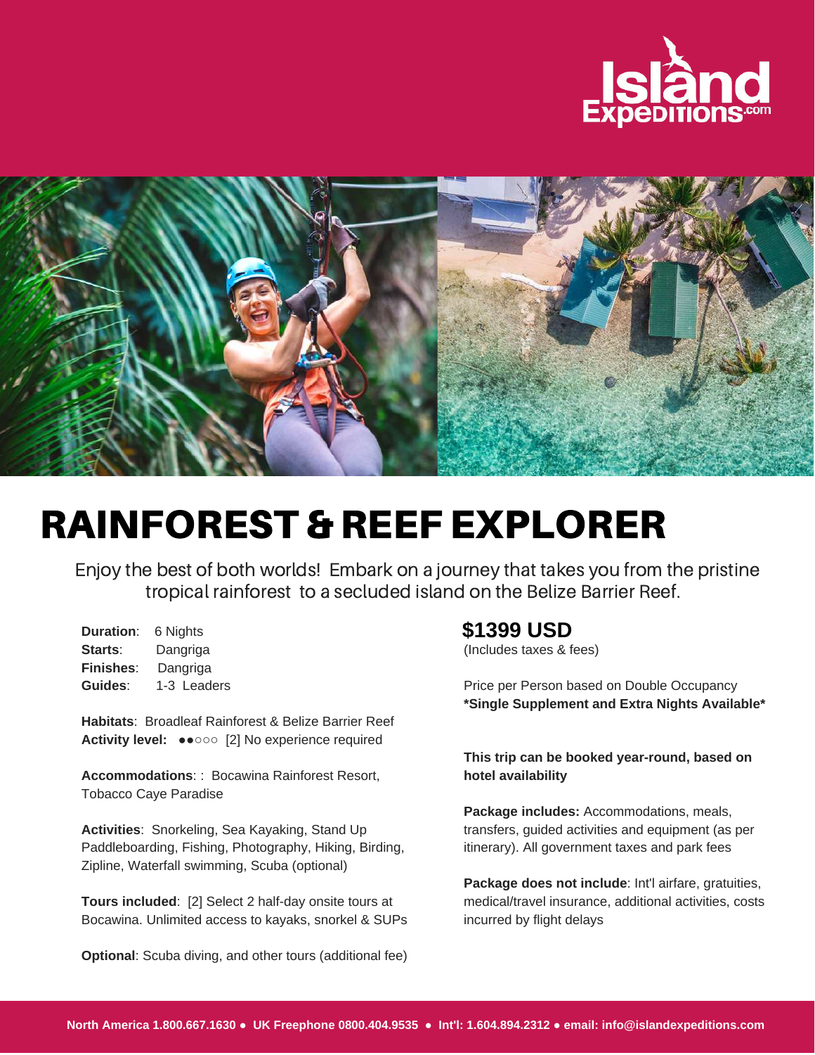# RAINFOREST & REEF EXPLORER

Enjoy the best of both worlds! Embark on a journey that takes you from the pristine tropical rainforest to a secluded island on the Belize Barrier Reef.

**Duration**: 6 Nights
**Starts**: Dangriga
**Finishes**: Dangriga
**Guides**: 1-3 Leaders

**Habitats**: Broadleaf Rainforest & Belize Barrier Reef
**Activity level:** ●●○○○ [2] No experience required

**Accommodations**: : Bocawina Rainforest Resort, Tobacco Caye Paradise

**Activities**: Snorkeling, Sea Kayaking, Stand Up Paddleboarding, Fishing, Photography, Hiking, Birding, Zipline, Waterfall swimming, Scuba (optional)

**Tours included**: [2] Select 2 half-day onsite tours at Bocawina. Unlimited access to kayaks, snorkel & SUPs

**Optional**: Scuba diving, and other tours (additional fee)

## $1399 USD

(Includes taxes & fees)

Price per Person based on Double Occupancy
***Single Supplement and Extra Nights Available***

**This trip can be booked year-round, based on hotel availability**

**Package includes:** Accommodations, meals, transfers, guided activities and equipment (as per itinerary). All government taxes and park fees

**Package does not include**: Int'l airfare, gratuities, medical/travel insurance, additional activities, costs incurred by flight delays

**North America 1.800.667.1630 ● UK Freephone 0800.404.9535 ● Int'l: 1.604.894.2312 ● email: info@islandexpeditions.com**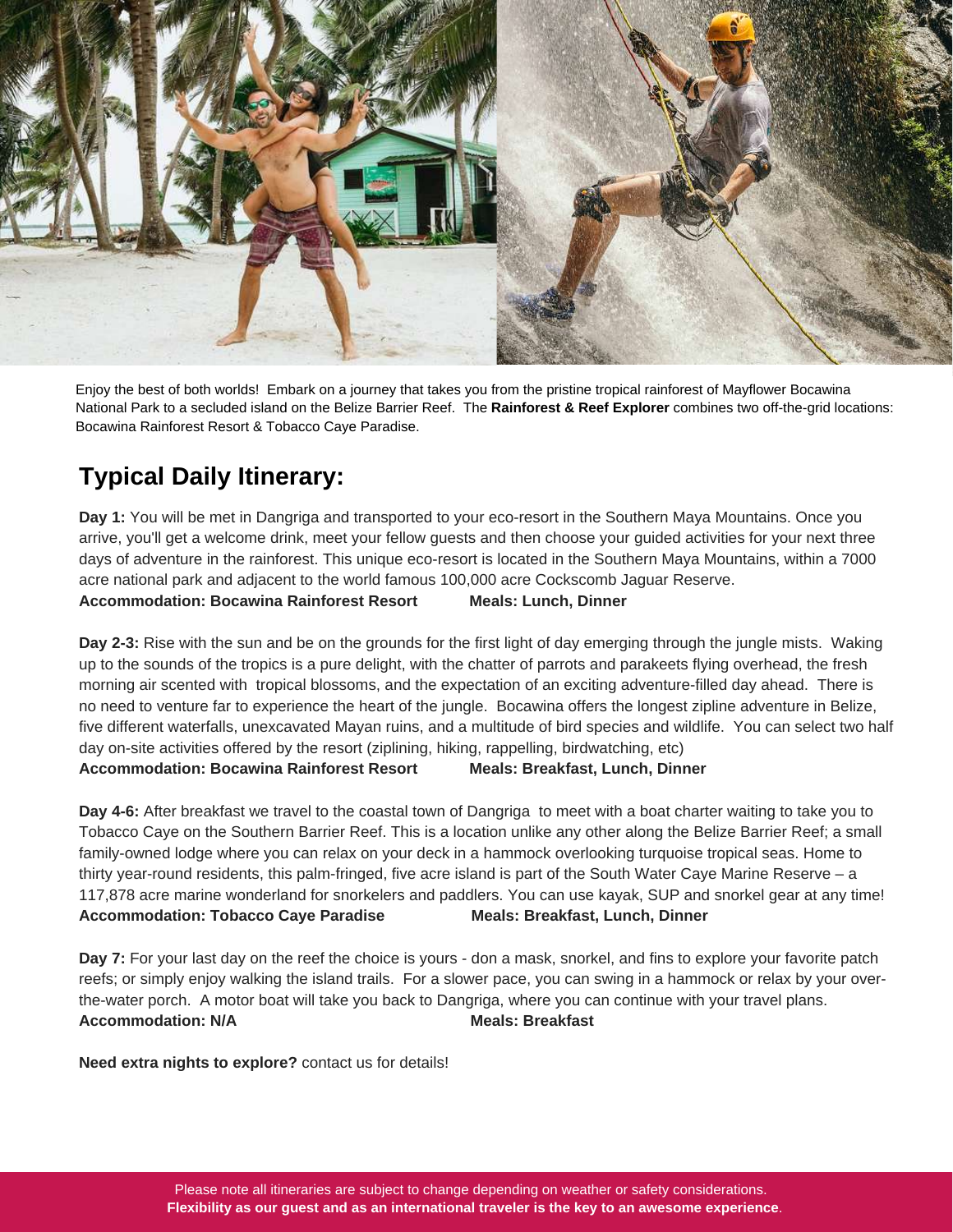Enjoy the best of both worlds! Embark on a journey that takes you from the pristine tropical rainforest of Mayflower Bocawina National Park to a secluded island on the Belize Barrier Reef. The **Rainforest & Reef Explorer** combines two off-the-grid locations: Bocawina Rainforest Resort & Tobacco Caye Paradise.

## Typical Daily Itinerary:

**Day 1:** You will be met in Dangriga and transported to your eco-resort in the Southern Maya Mountains. Once you arrive, you'll get a welcome drink, meet your fellow guests and then choose your guided activities for your next three days of adventure in the rainforest. This unique eco-resort is located in the Southern Maya Mountains, within a 7000 acre national park and adjacent to the world famous 100,000 acre Cockscomb Jaguar Reserve.
**Accommodation: Bocawina Rainforest Resort** **Meals: Lunch, Dinner**

**Day 2-3:** Rise with the sun and be on the grounds for the first light of day emerging through the jungle mists. Waking up to the sounds of the tropics is a pure delight, with the chatter of parrots and parakeets flying overhead, the fresh morning air scented with tropical blossoms, and the expectation of an exciting adventure-filled day ahead. There is no need to venture far to experience the heart of the jungle. Bocawina offers the longest zipline adventure in Belize, five different waterfalls, unexcavated Mayan ruins, and a multitude of bird species and wildlife. You can select two half day on-site activities offered by the resort (ziplining, hiking, rappelling, birdwatching, etc)
**Accommodation: Bocawina Rainforest Resort** **Meals: Breakfast, Lunch, Dinner**

**Day 4-6:** After breakfast we travel to the coastal town of Dangriga to meet with a boat charter waiting to take you to Tobacco Caye on the Southern Barrier Reef. This is a location unlike any other along the Belize Barrier Reef; a small family-owned lodge where you can relax on your deck in a hammock overlooking turquoise tropical seas. Home to thirty year-round residents, this palm-fringed, five acre island is part of the South Water Caye Marine Reserve – a 117,878 acre marine wonderland for snorkelers and paddlers. You can use kayak, SUP and snorkel gear at any time!
**Accommodation: Tobacco Caye Paradise** **Meals: Breakfast, Lunch, Dinner**

**Day 7:** For your last day on the reef the choice is yours - don a mask, snorkel, and fins to explore your favorite patch reefs; or simply enjoy walking the island trails. For a slower pace, you can swing in a hammock or relax by your over-the-water porch. A motor boat will take you back to Dangriga, where you can continue with your travel plans.
**Accommodation: N/A** **Meals: Breakfast**

**Need extra nights to explore?** contact us for details!

Please note all itineraries are subject to change depending on weather or safety considerations.
**Flexibility as our guest and as an international traveler is the key to an awesome experience**.